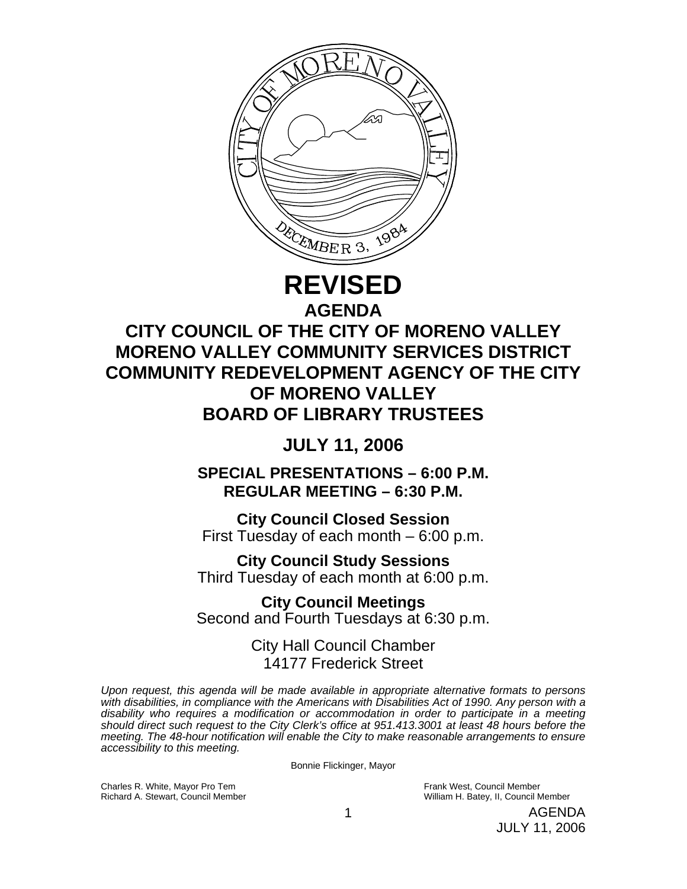# REVISED

## AGENDA

## CITY COUNCIL OF THE CITY OF MORENO VALLEY
## MORENO VALLEY COMMUNITY SERVICES DISTRICT
## COMMUNITY REDEVELOPMENT AGENCY OF THE CITY OF MORENO VALLEY
## BOARD OF LIBRARY TRUSTEES

## JULY 11, 2006

**SPECIAL PRESENTATIONS – 6:00 P.M.**
**REGULAR MEETING – 6:30 P.M.**

**City Council Closed Session**
First Tuesday of each month – 6:00 p.m.

**City Council Study Sessions**
Third Tuesday of each month at 6:00 p.m.

**City Council Meetings**
Second and Fourth Tuesdays at 6:30 p.m.

City Hall Council Chamber
14177 Frederick Street

*Upon request, this agenda will be made available in appropriate alternative formats to persons with disabilities, in compliance with the Americans with Disabilities Act of 1990. Any person with a disability who requires a modification or accommodation in order to participate in a meeting should direct such request to the City Clerk's office at 951.413.3001 at least 48 hours before the meeting. The 48-hour notification will enable the City to make reasonable arrangements to ensure accessibility to this meeting.*

Bonnie Flickinger, Mayor

Charles R. White, Mayor Pro Tem
Richard A. Stewart, Council Member
Frank West, Council Member
William H. Batey, II, Council Member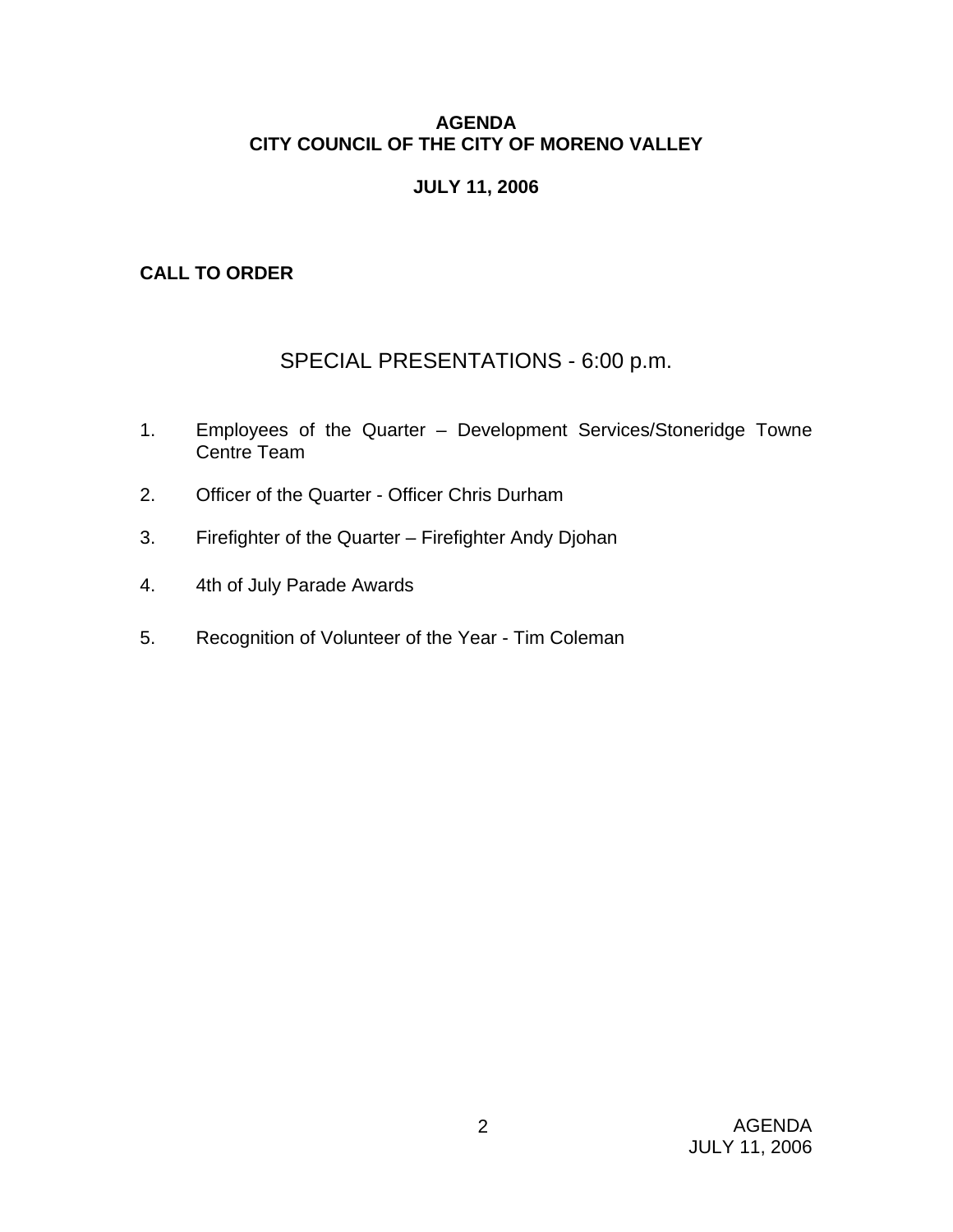# AGENDA
# CITY COUNCIL OF THE CITY OF MORENO VALLEY

## JULY 11, 2006

**CALL TO ORDER**

## SPECIAL PRESENTATIONS - 6:00 p.m.

1. Employees of the Quarter – Development Services/Stoneridge Towne Centre Team
2. Officer of the Quarter - Officer Chris Durham
3. Firefighter of the Quarter – Firefighter Andy Djohan
4. 4th of July Parade Awards
5. Recognition of Volunteer of the Year - Tim Coleman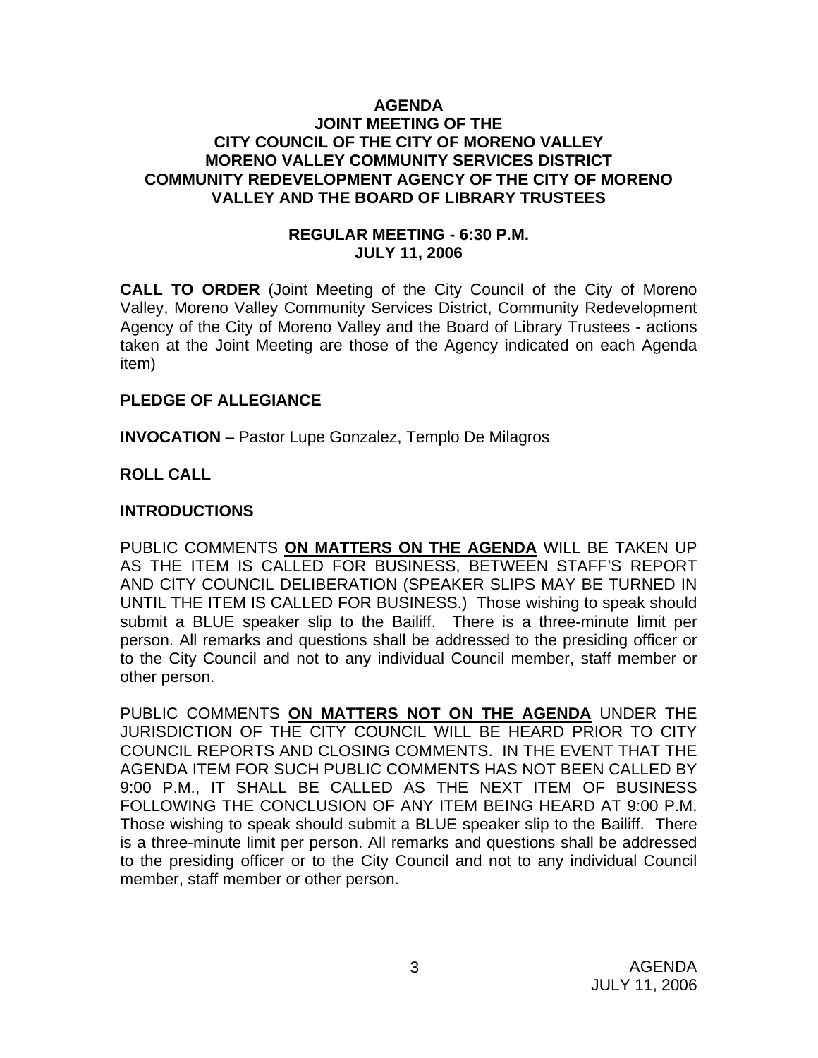# AGENDA
## JOINT MEETING OF THE CITY COUNCIL OF THE CITY OF MORENO VALLEY MORENO VALLEY COMMUNITY SERVICES DISTRICT COMMUNITY REDEVELOPMENT AGENCY OF THE CITY OF MORENO VALLEY AND THE BOARD OF LIBRARY TRUSTEES

### REGULAR MEETING - 6:30 P.M.
### JULY 11, 2006

**CALL TO ORDER** (Joint Meeting of the City Council of the City of Moreno Valley, Moreno Valley Community Services District, Community Redevelopment Agency of the City of Moreno Valley and the Board of Library Trustees - actions taken at the Joint Meeting are those of the Agency indicated on each Agenda item)

**PLEDGE OF ALLEGIANCE**

**INVOCATION** – Pastor Lupe Gonzalez, Templo De Milagros

**ROLL CALL**

**INTRODUCTIONS**

PUBLIC COMMENTS **ON MATTERS ON THE AGENDA** WILL BE TAKEN UP AS THE ITEM IS CALLED FOR BUSINESS, BETWEEN STAFF'S REPORT AND CITY COUNCIL DELIBERATION (SPEAKER SLIPS MAY BE TURNED IN UNTIL THE ITEM IS CALLED FOR BUSINESS.) Those wishing to speak should submit a BLUE speaker slip to the Bailiff. There is a three-minute limit per person. All remarks and questions shall be addressed to the presiding officer or to the City Council and not to any individual Council member, staff member or other person.

PUBLIC COMMENTS **ON MATTERS NOT ON THE AGENDA** UNDER THE JURISDICTION OF THE CITY COUNCIL WILL BE HEARD PRIOR TO CITY COUNCIL REPORTS AND CLOSING COMMENTS. IN THE EVENT THAT THE AGENDA ITEM FOR SUCH PUBLIC COMMENTS HAS NOT BEEN CALLED BY 9:00 P.M., IT SHALL BE CALLED AS THE NEXT ITEM OF BUSINESS FOLLOWING THE CONCLUSION OF ANY ITEM BEING HEARD AT 9:00 P.M. Those wishing to speak should submit a BLUE speaker slip to the Bailiff. There is a three-minute limit per person. All remarks and questions shall be addressed to the presiding officer or to the City Council and not to any individual Council member, staff member or other person.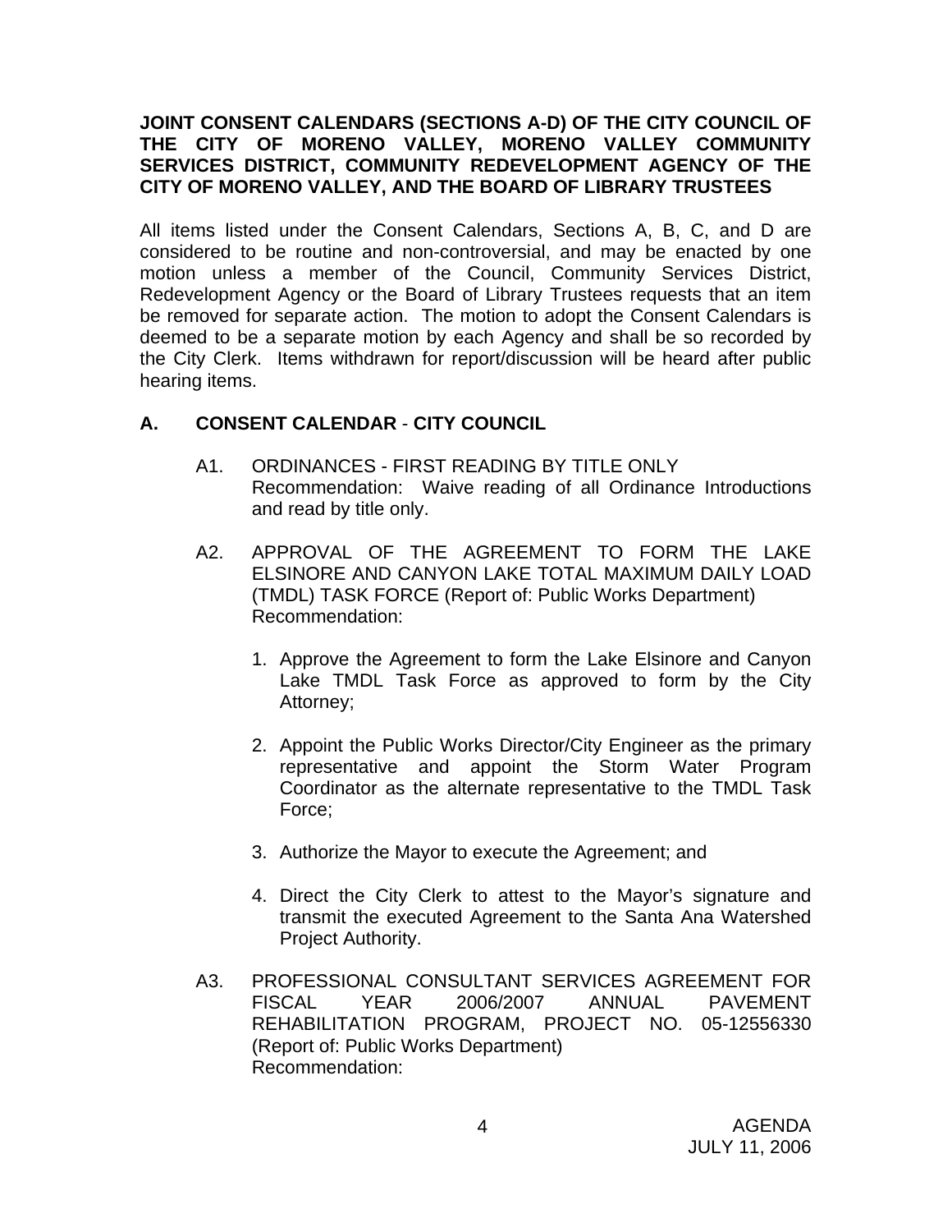**JOINT CONSENT CALENDARS (SECTIONS A-D) OF THE CITY COUNCIL OF THE CITY OF MORENO VALLEY, MORENO VALLEY COMMUNITY SERVICES DISTRICT, COMMUNITY REDEVELOPMENT AGENCY OF THE CITY OF MORENO VALLEY, AND THE BOARD OF LIBRARY TRUSTEES**

All items listed under the Consent Calendars, Sections A, B, C, and D are considered to be routine and non-controversial, and may be enacted by one motion unless a member of the Council, Community Services District, Redevelopment Agency or the Board of Library Trustees requests that an item be removed for separate action. The motion to adopt the Consent Calendars is deemed to be a separate motion by each Agency and shall be so recorded by the City Clerk. Items withdrawn for report/discussion will be heard after public hearing items.

## A. CONSENT CALENDAR - CITY COUNCIL

A1. ORDINANCES - FIRST READING BY TITLE ONLY
Recommendation: Waive reading of all Ordinance Introductions and read by title only.

A2. APPROVAL OF THE AGREEMENT TO FORM THE LAKE ELSINORE AND CANYON LAKE TOTAL MAXIMUM DAILY LOAD (TMDL) TASK FORCE (Report of: Public Works Department)
Recommendation:

1. Approve the Agreement to form the Lake Elsinore and Canyon Lake TMDL Task Force as approved to form by the City Attorney;

2. Appoint the Public Works Director/City Engineer as the primary representative and appoint the Storm Water Program Coordinator as the alternate representative to the TMDL Task Force;

3. Authorize the Mayor to execute the Agreement; and

4. Direct the City Clerk to attest to the Mayor's signature and transmit the executed Agreement to the Santa Ana Watershed Project Authority.

A3. PROFESSIONAL CONSULTANT SERVICES AGREEMENT FOR FISCAL YEAR 2006/2007 ANNUAL PAVEMENT REHABILITATION PROGRAM, PROJECT NO. 05-12556330 (Report of: Public Works Department)
Recommendation: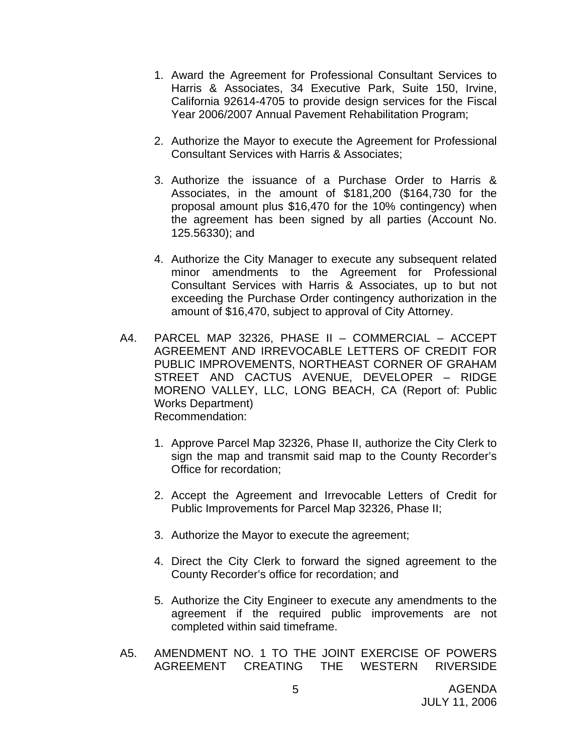1. Award the Agreement for Professional Consultant Services to Harris & Associates, 34 Executive Park, Suite 150, Irvine, California 92614-4705 to provide design services for the Fiscal Year 2006/2007 Annual Pavement Rehabilitation Program;

2. Authorize the Mayor to execute the Agreement for Professional Consultant Services with Harris & Associates;

3. Authorize the issuance of a Purchase Order to Harris & Associates, in the amount of $181,200 ($164,730 for the proposal amount plus $16,470 for the 10% contingency) when the agreement has been signed by all parties (Account No. 125.56330); and

4. Authorize the City Manager to execute any subsequent related minor amendments to the Agreement for Professional Consultant Services with Harris & Associates, up to but not exceeding the Purchase Order contingency authorization in the amount of $16,470, subject to approval of City Attorney.

A4. PARCEL MAP 32326, PHASE II – COMMERCIAL – ACCEPT AGREEMENT AND IRREVOCABLE LETTERS OF CREDIT FOR PUBLIC IMPROVEMENTS, NORTHEAST CORNER OF GRAHAM STREET AND CACTUS AVENUE, DEVELOPER – RIDGE MORENO VALLEY, LLC, LONG BEACH, CA (Report of: Public Works Department)
Recommendation:

1. Approve Parcel Map 32326, Phase II, authorize the City Clerk to sign the map and transmit said map to the County Recorder's Office for recordation;

2. Accept the Agreement and Irrevocable Letters of Credit for Public Improvements for Parcel Map 32326, Phase II;

3. Authorize the Mayor to execute the agreement;

4. Direct the City Clerk to forward the signed agreement to the County Recorder's office for recordation; and

5. Authorize the City Engineer to execute any amendments to the agreement if the required public improvements are not completed within said timeframe.

A5. AMENDMENT NO. 1 TO THE JOINT EXERCISE OF POWERS AGREEMENT CREATING THE WESTERN RIVERSIDE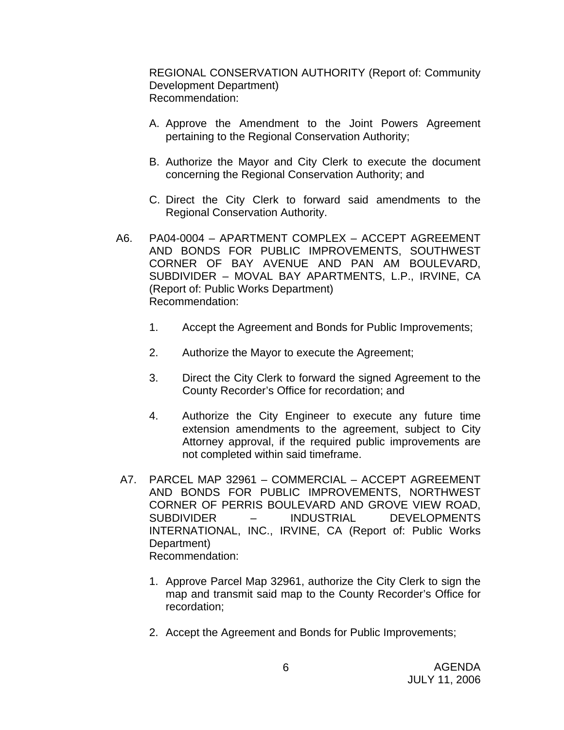REGIONAL CONSERVATION AUTHORITY (Report of: Community Development Department)
Recommendation:

A. Approve the Amendment to the Joint Powers Agreement pertaining to the Regional Conservation Authority;

B. Authorize the Mayor and City Clerk to execute the document concerning the Regional Conservation Authority; and

C. Direct the City Clerk to forward said amendments to the Regional Conservation Authority.

A6. PA04-0004 – APARTMENT COMPLEX – ACCEPT AGREEMENT AND BONDS FOR PUBLIC IMPROVEMENTS, SOUTHWEST CORNER OF BAY AVENUE AND PAN AM BOULEVARD, SUBDIVIDER – MOVAL BAY APARTMENTS, L.P., IRVINE, CA (Report of: Public Works Department)
Recommendation:

1. Accept the Agreement and Bonds for Public Improvements;

2. Authorize the Mayor to execute the Agreement;

3. Direct the City Clerk to forward the signed Agreement to the County Recorder's Office for recordation; and

4. Authorize the City Engineer to execute any future time extension amendments to the agreement, subject to City Attorney approval, if the required public improvements are not completed within said timeframe.

A7. PARCEL MAP 32961 – COMMERCIAL – ACCEPT AGREEMENT AND BONDS FOR PUBLIC IMPROVEMENTS, NORTHWEST CORNER OF PERRIS BOULEVARD AND GROVE VIEW ROAD, SUBDIVIDER – INDUSTRIAL DEVELOPMENTS INTERNATIONAL, INC., IRVINE, CA (Report of: Public Works Department)
Recommendation:

1. Approve Parcel Map 32961, authorize the City Clerk to sign the map and transmit said map to the County Recorder's Office for recordation;

2. Accept the Agreement and Bonds for Public Improvements;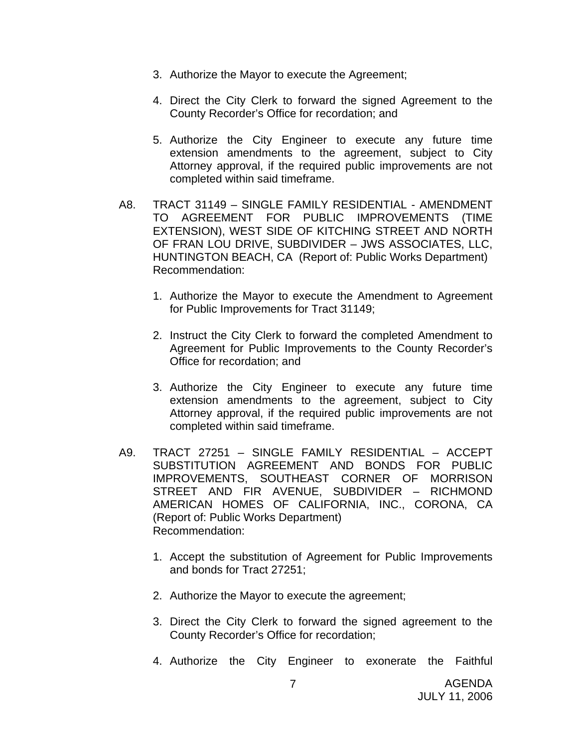3. Authorize the Mayor to execute the Agreement;

4. Direct the City Clerk to forward the signed Agreement to the County Recorder's Office for recordation; and

5. Authorize the City Engineer to execute any future time extension amendments to the agreement, subject to City Attorney approval, if the required public improvements are not completed within said timeframe.

A8. TRACT 31149 – SINGLE FAMILY RESIDENTIAL - AMENDMENT TO AGREEMENT FOR PUBLIC IMPROVEMENTS (TIME EXTENSION), WEST SIDE OF KITCHING STREET AND NORTH OF FRAN LOU DRIVE, SUBDIVIDER – JWS ASSOCIATES, LLC, HUNTINGTON BEACH, CA (Report of: Public Works Department)
Recommendation:

1. Authorize the Mayor to execute the Amendment to Agreement for Public Improvements for Tract 31149;

2. Instruct the City Clerk to forward the completed Amendment to Agreement for Public Improvements to the County Recorder's Office for recordation; and

3. Authorize the City Engineer to execute any future time extension amendments to the agreement, subject to City Attorney approval, if the required public improvements are not completed within said timeframe.

A9. TRACT 27251 – SINGLE FAMILY RESIDENTIAL – ACCEPT SUBSTITUTION AGREEMENT AND BONDS FOR PUBLIC IMPROVEMENTS, SOUTHEAST CORNER OF MORRISON STREET AND FIR AVENUE, SUBDIVIDER – RICHMOND AMERICAN HOMES OF CALIFORNIA, INC., CORONA, CA (Report of: Public Works Department)
Recommendation:

1. Accept the substitution of Agreement for Public Improvements and bonds for Tract 27251;

2. Authorize the Mayor to execute the agreement;

3. Direct the City Clerk to forward the signed agreement to the County Recorder's Office for recordation;

4. Authorize the City Engineer to exonerate the Faithful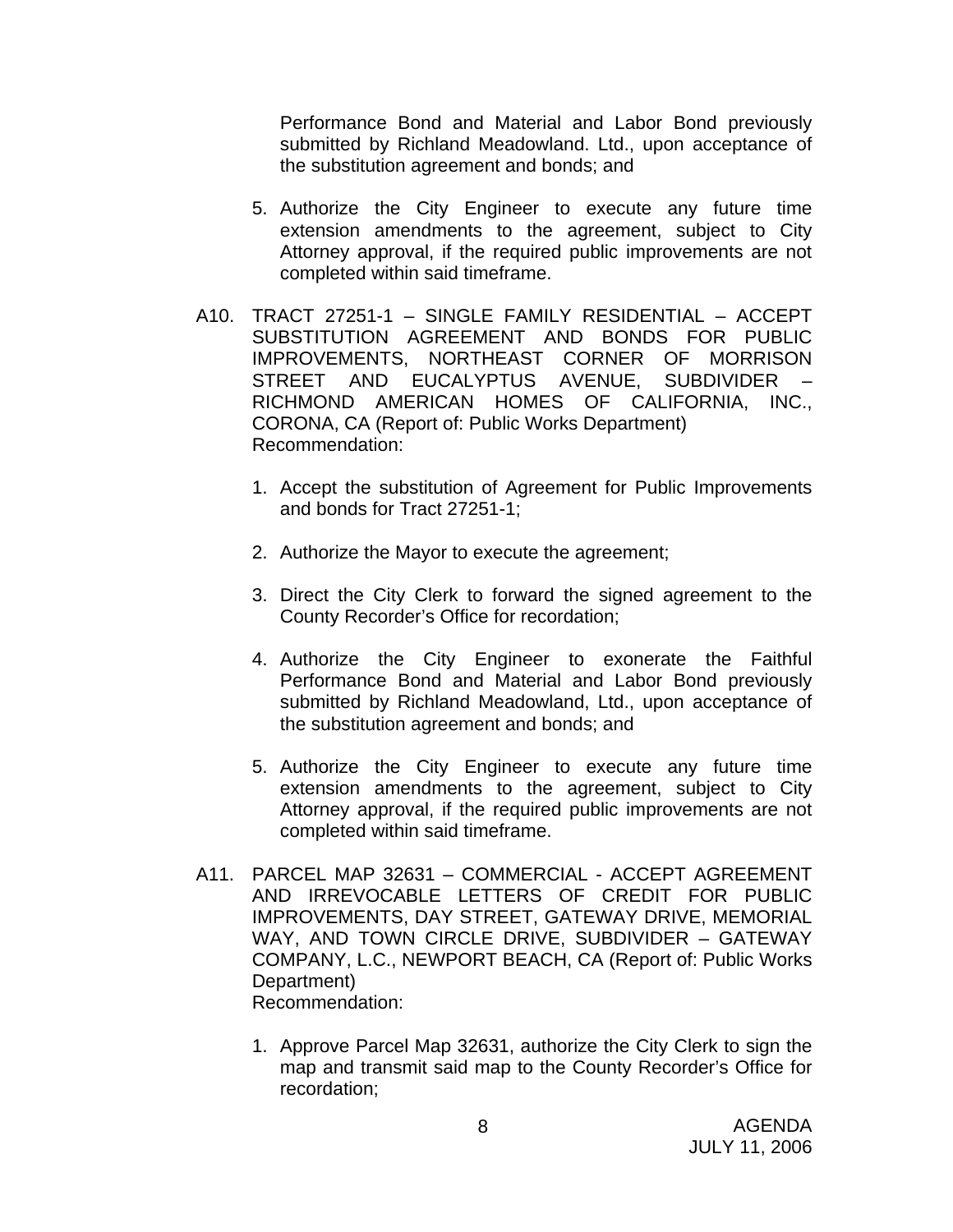Performance Bond and Material and Labor Bond previously submitted by Richland Meadowland. Ltd., upon acceptance of the substitution agreement and bonds; and

5. Authorize the City Engineer to execute any future time extension amendments to the agreement, subject to City Attorney approval, if the required public improvements are not completed within said timeframe.

A10. TRACT 27251-1 – SINGLE FAMILY RESIDENTIAL – ACCEPT SUBSTITUTION AGREEMENT AND BONDS FOR PUBLIC IMPROVEMENTS, NORTHEAST CORNER OF MORRISON STREET AND EUCALYPTUS AVENUE, SUBDIVIDER – RICHMOND AMERICAN HOMES OF CALIFORNIA, INC., CORONA, CA (Report of: Public Works Department)
Recommendation:

1. Accept the substitution of Agreement for Public Improvements and bonds for Tract 27251-1;

2. Authorize the Mayor to execute the agreement;

3. Direct the City Clerk to forward the signed agreement to the County Recorder's Office for recordation;

4. Authorize the City Engineer to exonerate the Faithful Performance Bond and Material and Labor Bond previously submitted by Richland Meadowland, Ltd., upon acceptance of the substitution agreement and bonds; and

5. Authorize the City Engineer to execute any future time extension amendments to the agreement, subject to City Attorney approval, if the required public improvements are not completed within said timeframe.

A11. PARCEL MAP 32631 – COMMERCIAL - ACCEPT AGREEMENT AND IRREVOCABLE LETTERS OF CREDIT FOR PUBLIC IMPROVEMENTS, DAY STREET, GATEWAY DRIVE, MEMORIAL WAY, AND TOWN CIRCLE DRIVE, SUBDIVIDER – GATEWAY COMPANY, L.C., NEWPORT BEACH, CA (Report of: Public Works Department)
Recommendation:

1. Approve Parcel Map 32631, authorize the City Clerk to sign the map and transmit said map to the County Recorder's Office for recordation;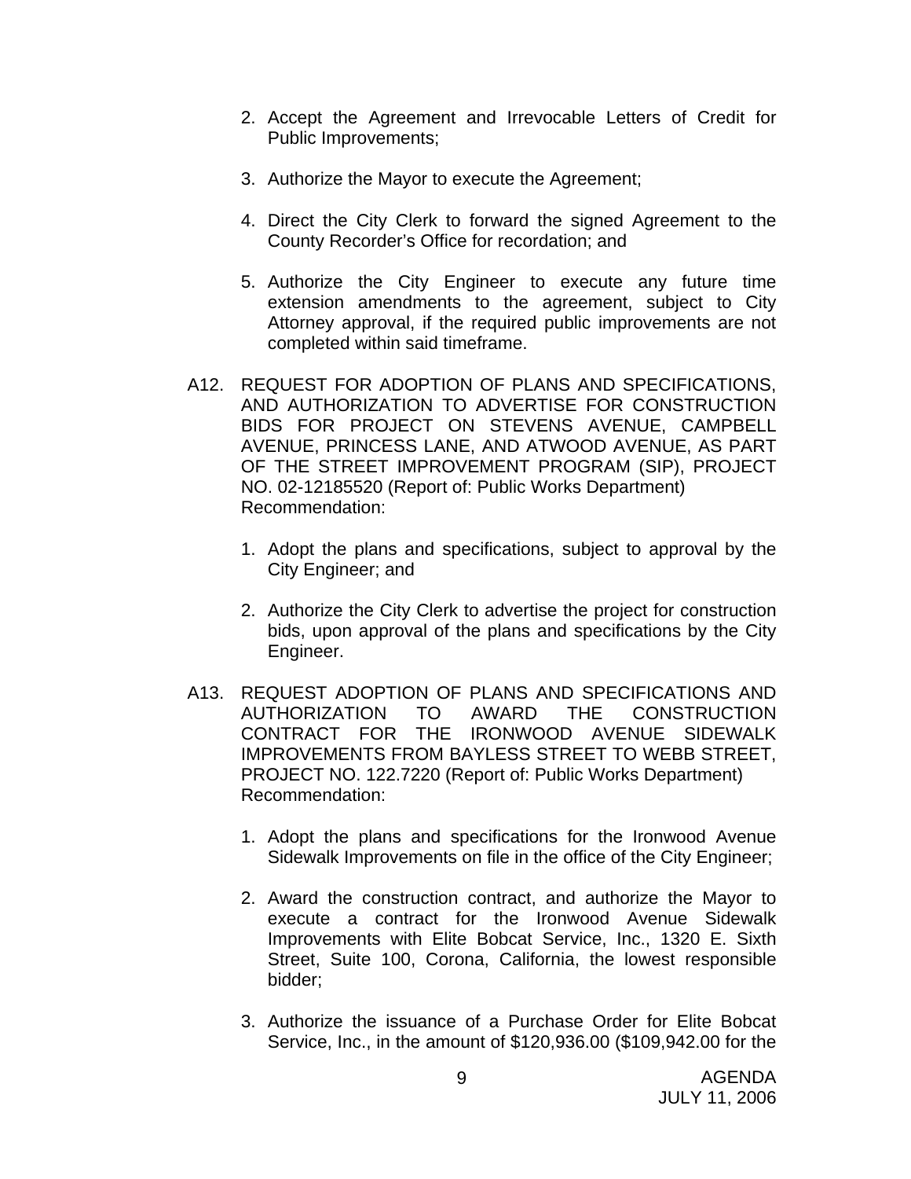2. Accept the Agreement and Irrevocable Letters of Credit for Public Improvements;

3. Authorize the Mayor to execute the Agreement;

4. Direct the City Clerk to forward the signed Agreement to the County Recorder's Office for recordation; and

5. Authorize the City Engineer to execute any future time extension amendments to the agreement, subject to City Attorney approval, if the required public improvements are not completed within said timeframe.

A12. REQUEST FOR ADOPTION OF PLANS AND SPECIFICATIONS, AND AUTHORIZATION TO ADVERTISE FOR CONSTRUCTION BIDS FOR PROJECT ON STEVENS AVENUE, CAMPBELL AVENUE, PRINCESS LANE, AND ATWOOD AVENUE, AS PART OF THE STREET IMPROVEMENT PROGRAM (SIP), PROJECT NO. 02-12185520 (Report of: Public Works Department)
Recommendation:

1. Adopt the plans and specifications, subject to approval by the City Engineer; and

2. Authorize the City Clerk to advertise the project for construction bids, upon approval of the plans and specifications by the City Engineer.

A13. REQUEST ADOPTION OF PLANS AND SPECIFICATIONS AND AUTHORIZATION TO AWARD THE CONSTRUCTION CONTRACT FOR THE IRONWOOD AVENUE SIDEWALK IMPROVEMENTS FROM BAYLESS STREET TO WEBB STREET, PROJECT NO. 122.7220 (Report of: Public Works Department)
Recommendation:

1. Adopt the plans and specifications for the Ironwood Avenue Sidewalk Improvements on file in the office of the City Engineer;

2. Award the construction contract, and authorize the Mayor to execute a contract for the Ironwood Avenue Sidewalk Improvements with Elite Bobcat Service, Inc., 1320 E. Sixth Street, Suite 100, Corona, California, the lowest responsible bidder;

3. Authorize the issuance of a Purchase Order for Elite Bobcat Service, Inc., in the amount of $120,936.00 ($109,942.00 for the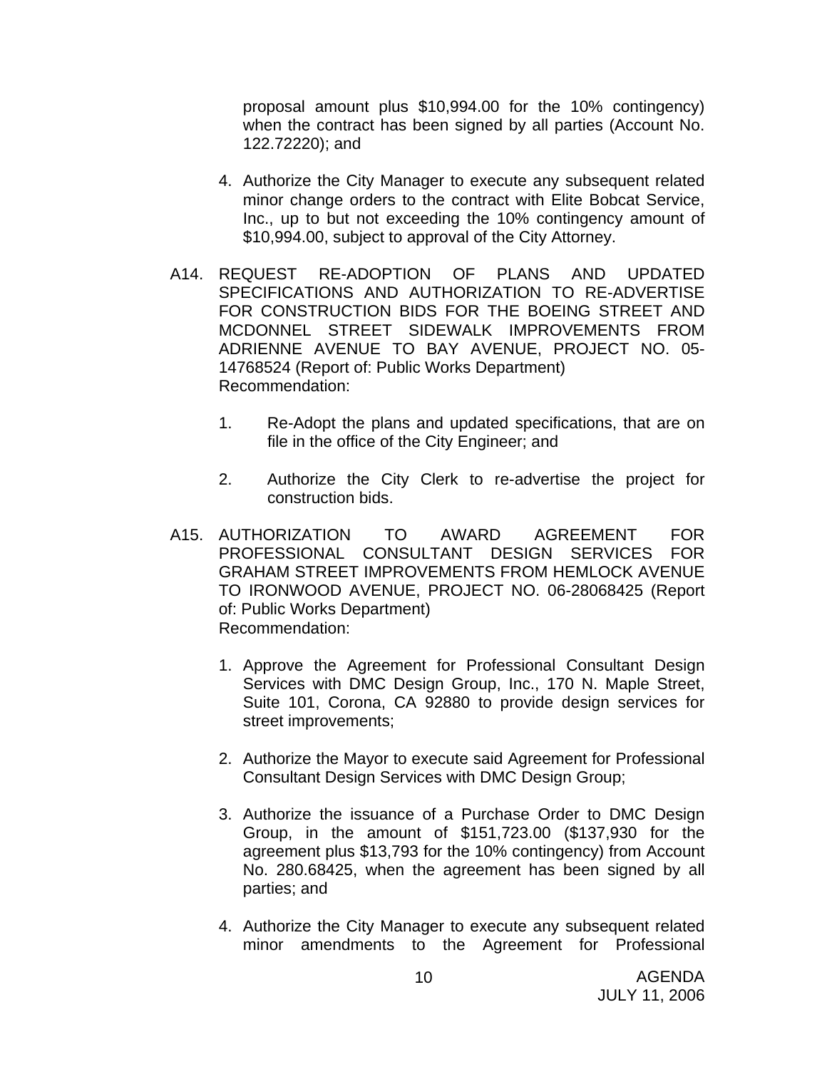proposal amount plus $10,994.00 for the 10% contingency) when the contract has been signed by all parties (Account No. 122.72220); and

4. Authorize the City Manager to execute any subsequent related minor change orders to the contract with Elite Bobcat Service, Inc., up to but not exceeding the 10% contingency amount of $10,994.00, subject to approval of the City Attorney.

A14. REQUEST RE-ADOPTION OF PLANS AND UPDATED SPECIFICATIONS AND AUTHORIZATION TO RE-ADVERTISE FOR CONSTRUCTION BIDS FOR THE BOEING STREET AND MCDONNEL STREET SIDEWALK IMPROVEMENTS FROM ADRIENNE AVENUE TO BAY AVENUE, PROJECT NO. 05-14768524 (Report of: Public Works Department)
Recommendation:

1. Re-Adopt the plans and updated specifications, that are on file in the office of the City Engineer; and

2. Authorize the City Clerk to re-advertise the project for construction bids.

A15. AUTHORIZATION TO AWARD AGREEMENT FOR PROFESSIONAL CONSULTANT DESIGN SERVICES FOR GRAHAM STREET IMPROVEMENTS FROM HEMLOCK AVENUE TO IRONWOOD AVENUE, PROJECT NO. 06-28068425 (Report of: Public Works Department)
Recommendation:

1. Approve the Agreement for Professional Consultant Design Services with DMC Design Group, Inc., 170 N. Maple Street, Suite 101, Corona, CA 92880 to provide design services for street improvements;

2. Authorize the Mayor to execute said Agreement for Professional Consultant Design Services with DMC Design Group;

3. Authorize the issuance of a Purchase Order to DMC Design Group, in the amount of $151,723.00 ($137,930 for the agreement plus $13,793 for the 10% contingency) from Account No. 280.68425, when the agreement has been signed by all parties; and

4. Authorize the City Manager to execute any subsequent related minor amendments to the Agreement for Professional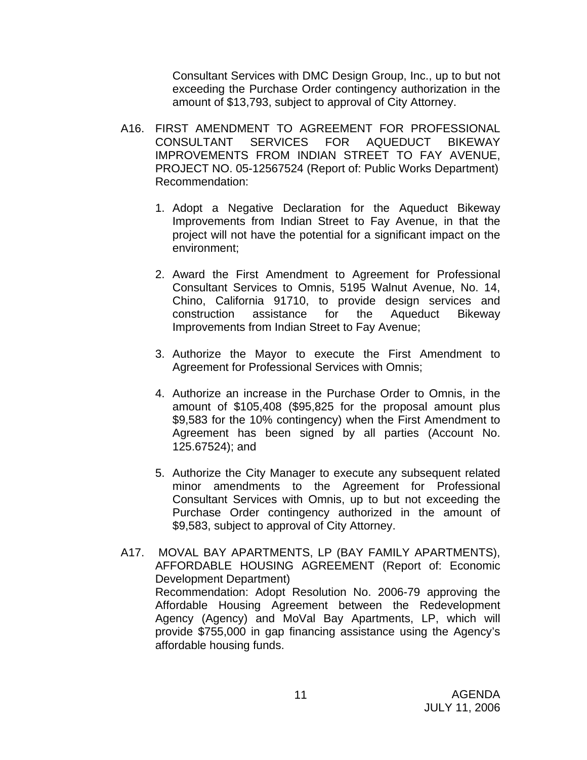Consultant Services with DMC Design Group, Inc., up to but not exceeding the Purchase Order contingency authorization in the amount of $13,793, subject to approval of City Attorney.

A16. FIRST AMENDMENT TO AGREEMENT FOR PROFESSIONAL CONSULTANT SERVICES FOR AQUEDUCT BIKEWAY IMPROVEMENTS FROM INDIAN STREET TO FAY AVENUE, PROJECT NO. 05-12567524 (Report of: Public Works Department)
Recommendation:

1. Adopt a Negative Declaration for the Aqueduct Bikeway Improvements from Indian Street to Fay Avenue, in that the project will not have the potential for a significant impact on the environment;

2. Award the First Amendment to Agreement for Professional Consultant Services to Omnis, 5195 Walnut Avenue, No. 14, Chino, California 91710, to provide design services and construction assistance for the Aqueduct Bikeway Improvements from Indian Street to Fay Avenue;

3. Authorize the Mayor to execute the First Amendment to Agreement for Professional Services with Omnis;

4. Authorize an increase in the Purchase Order to Omnis, in the amount of $105,408 ($95,825 for the proposal amount plus $9,583 for the 10% contingency) when the First Amendment to Agreement has been signed by all parties (Account No. 125.67524); and

5. Authorize the City Manager to execute any subsequent related minor amendments to the Agreement for Professional Consultant Services with Omnis, up to but not exceeding the Purchase Order contingency authorized in the amount of $9,583, subject to approval of City Attorney.

A17. MOVAL BAY APARTMENTS, LP (BAY FAMILY APARTMENTS), AFFORDABLE HOUSING AGREEMENT (Report of: Economic Development Department)
Recommendation: Adopt Resolution No. 2006-79 approving the Affordable Housing Agreement between the Redevelopment Agency (Agency) and MoVal Bay Apartments, LP, which will provide $755,000 in gap financing assistance using the Agency's affordable housing funds.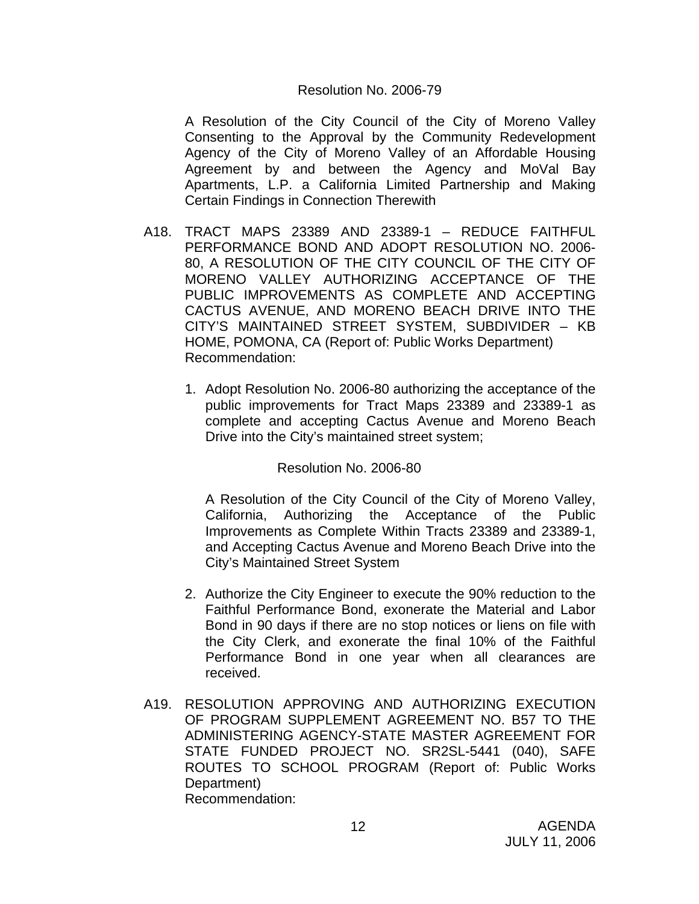Resolution No. 2006-79

A Resolution of the City Council of the City of Moreno Valley Consenting to the Approval by the Community Redevelopment Agency of the City of Moreno Valley of an Affordable Housing Agreement by and between the Agency and MoVal Bay Apartments, L.P. a California Limited Partnership and Making Certain Findings in Connection Therewith

A18. TRACT MAPS 23389 AND 23389-1 – REDUCE FAITHFUL PERFORMANCE BOND AND ADOPT RESOLUTION NO. 2006-80, A RESOLUTION OF THE CITY COUNCIL OF THE CITY OF MORENO VALLEY AUTHORIZING ACCEPTANCE OF THE PUBLIC IMPROVEMENTS AS COMPLETE AND ACCEPTING CACTUS AVENUE, AND MORENO BEACH DRIVE INTO THE CITY'S MAINTAINED STREET SYSTEM, SUBDIVIDER – KB HOME, POMONA, CA (Report of: Public Works Department)
Recommendation:

1. Adopt Resolution No. 2006-80 authorizing the acceptance of the public improvements for Tract Maps 23389 and 23389-1 as complete and accepting Cactus Avenue and Moreno Beach Drive into the City's maintained street system;

   Resolution No. 2006-80

   A Resolution of the City Council of the City of Moreno Valley, California, Authorizing the Acceptance of the Public Improvements as Complete Within Tracts 23389 and 23389-1, and Accepting Cactus Avenue and Moreno Beach Drive into the City's Maintained Street System

2. Authorize the City Engineer to execute the 90% reduction to the Faithful Performance Bond, exonerate the Material and Labor Bond in 90 days if there are no stop notices or liens on file with the City Clerk, and exonerate the final 10% of the Faithful Performance Bond in one year when all clearances are received.

A19. RESOLUTION APPROVING AND AUTHORIZING EXECUTION OF PROGRAM SUPPLEMENT AGREEMENT NO. B57 TO THE ADMINISTERING AGENCY-STATE MASTER AGREEMENT FOR STATE FUNDED PROJECT NO. SR2SL-5441 (040), SAFE ROUTES TO SCHOOL PROGRAM (Report of: Public Works Department)
Recommendation: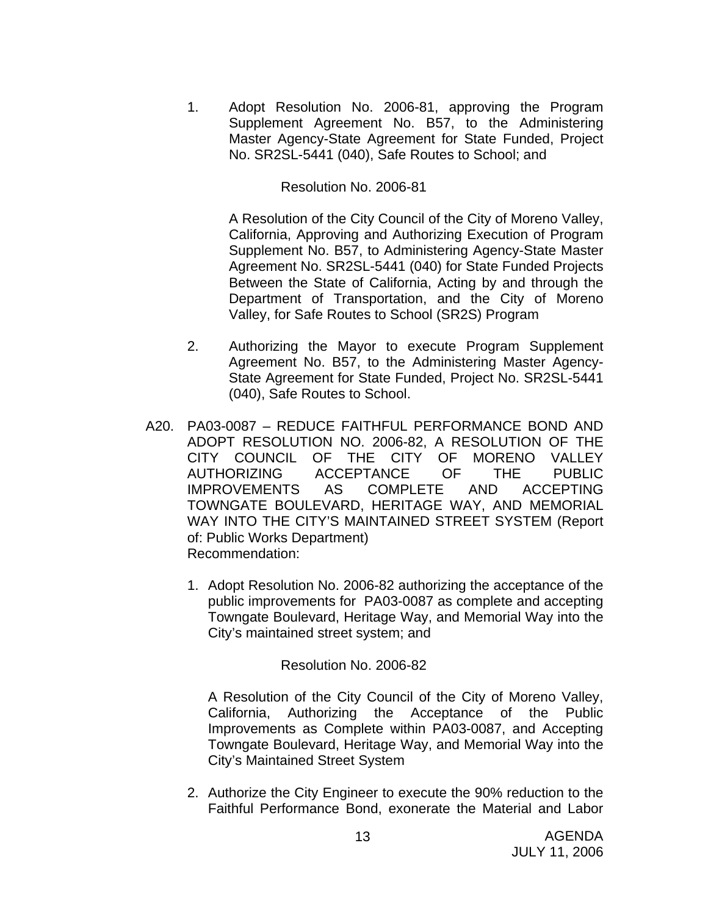1. Adopt Resolution No. 2006-81, approving the Program Supplement Agreement No. B57, to the Administering Master Agency-State Agreement for State Funded, Project No. SR2SL-5441 (040), Safe Routes to School; and

   Resolution No. 2006-81

   A Resolution of the City Council of the City of Moreno Valley, California, Approving and Authorizing Execution of Program Supplement No. B57, to Administering Agency-State Master Agreement No. SR2SL-5441 (040) for State Funded Projects Between the State of California, Acting by and through the Department of Transportation, and the City of Moreno Valley, for Safe Routes to School (SR2S) Program

2. Authorizing the Mayor to execute Program Supplement Agreement No. B57, to the Administering Master Agency-State Agreement for State Funded, Project No. SR2SL-5441 (040), Safe Routes to School.

A20. PA03-0087 – REDUCE FAITHFUL PERFORMANCE BOND AND ADOPT RESOLUTION NO. 2006-82, A RESOLUTION OF THE CITY COUNCIL OF THE CITY OF MORENO VALLEY AUTHORIZING ACCEPTANCE OF THE PUBLIC IMPROVEMENTS AS COMPLETE AND ACCEPTING TOWNGATE BOULEVARD, HERITAGE WAY, AND MEMORIAL WAY INTO THE CITY'S MAINTAINED STREET SYSTEM (Report of: Public Works Department)
Recommendation:

1. Adopt Resolution No. 2006-82 authorizing the acceptance of the public improvements for PA03-0087 as complete and accepting Towngate Boulevard, Heritage Way, and Memorial Way into the City's maintained street system; and

   Resolution No. 2006-82

   A Resolution of the City Council of the City of Moreno Valley, California, Authorizing the Acceptance of the Public Improvements as Complete within PA03-0087, and Accepting Towngate Boulevard, Heritage Way, and Memorial Way into the City's Maintained Street System

2. Authorize the City Engineer to execute the 90% reduction to the Faithful Performance Bond, exonerate the Material and Labor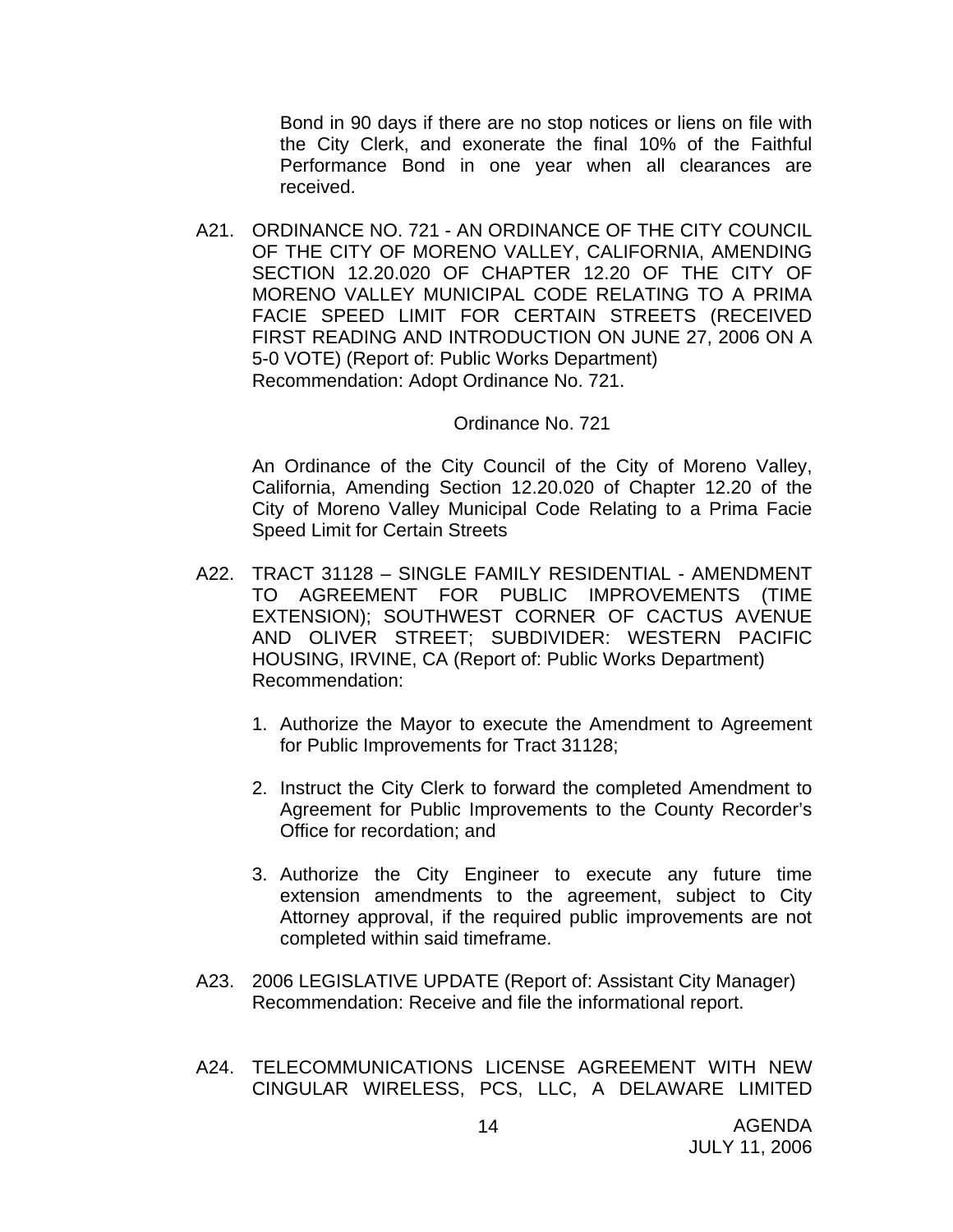Bond in 90 days if there are no stop notices or liens on file with the City Clerk, and exonerate the final 10% of the Faithful Performance Bond in one year when all clearances are received.

A21. ORDINANCE NO. 721 - AN ORDINANCE OF THE CITY COUNCIL OF THE CITY OF MORENO VALLEY, CALIFORNIA, AMENDING SECTION 12.20.020 OF CHAPTER 12.20 OF THE CITY OF MORENO VALLEY MUNICIPAL CODE RELATING TO A PRIMA FACIE SPEED LIMIT FOR CERTAIN STREETS (RECEIVED FIRST READING AND INTRODUCTION ON JUNE 27, 2006 ON A 5-0 VOTE) (Report of: Public Works Department)
Recommendation: Adopt Ordinance No. 721.

Ordinance No. 721

An Ordinance of the City Council of the City of Moreno Valley, California, Amending Section 12.20.020 of Chapter 12.20 of the City of Moreno Valley Municipal Code Relating to a Prima Facie Speed Limit for Certain Streets

A22. TRACT 31128 – SINGLE FAMILY RESIDENTIAL - AMENDMENT TO AGREEMENT FOR PUBLIC IMPROVEMENTS (TIME EXTENSION); SOUTHWEST CORNER OF CACTUS AVENUE AND OLIVER STREET; SUBDIVIDER: WESTERN PACIFIC HOUSING, IRVINE, CA (Report of: Public Works Department)
Recommendation:

1. Authorize the Mayor to execute the Amendment to Agreement for Public Improvements for Tract 31128;

2. Instruct the City Clerk to forward the completed Amendment to Agreement for Public Improvements to the County Recorder's Office for recordation; and

3. Authorize the City Engineer to execute any future time extension amendments to the agreement, subject to City Attorney approval, if the required public improvements are not completed within said timeframe.

A23. 2006 LEGISLATIVE UPDATE (Report of: Assistant City Manager)
Recommendation: Receive and file the informational report.

A24. TELECOMMUNICATIONS LICENSE AGREEMENT WITH NEW CINGULAR WIRELESS, PCS, LLC, A DELAWARE LIMITED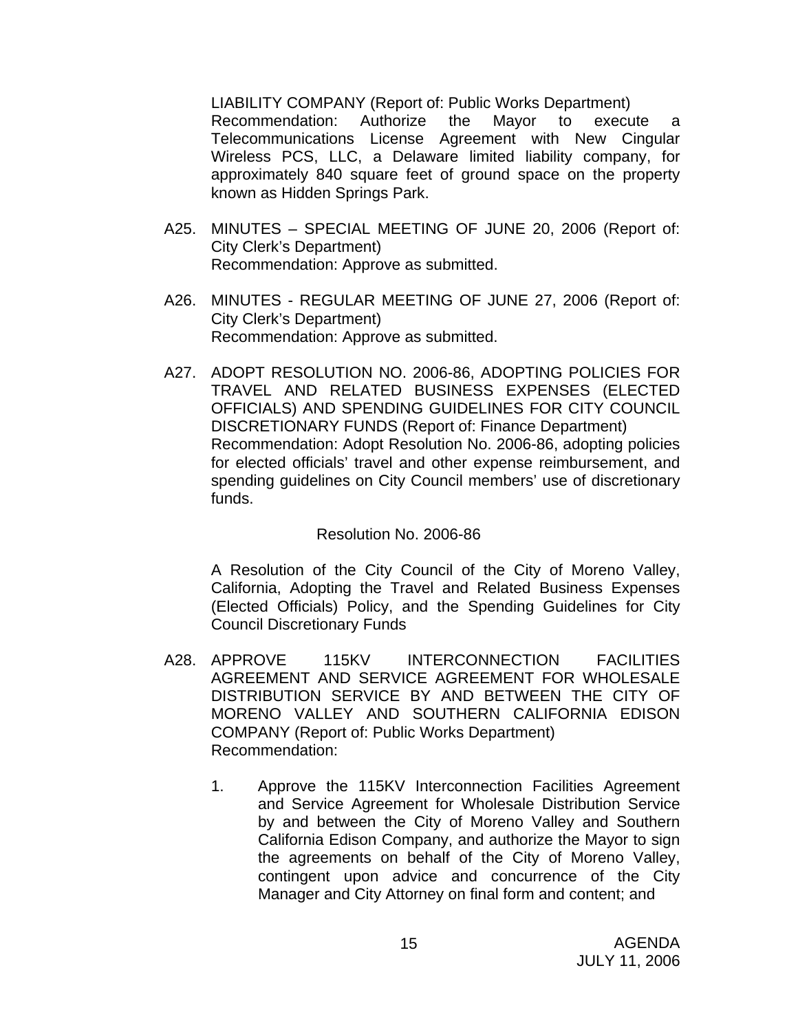LIABILITY COMPANY (Report of: Public Works Department)
Recommendation: Authorize the Mayor to execute a Telecommunications License Agreement with New Cingular Wireless PCS, LLC, a Delaware limited liability company, for approximately 840 square feet of ground space on the property known as Hidden Springs Park.

A25. MINUTES – SPECIAL MEETING OF JUNE 20, 2006 (Report of: City Clerk's Department)
Recommendation: Approve as submitted.

A26. MINUTES - REGULAR MEETING OF JUNE 27, 2006 (Report of: City Clerk's Department)
Recommendation: Approve as submitted.

A27. ADOPT RESOLUTION NO. 2006-86, ADOPTING POLICIES FOR TRAVEL AND RELATED BUSINESS EXPENSES (ELECTED OFFICIALS) AND SPENDING GUIDELINES FOR CITY COUNCIL DISCRETIONARY FUNDS (Report of: Finance Department)
Recommendation: Adopt Resolution No. 2006-86, adopting policies for elected officials' travel and other expense reimbursement, and spending guidelines on City Council members' use of discretionary funds.

Resolution No. 2006-86

A Resolution of the City Council of the City of Moreno Valley, California, Adopting the Travel and Related Business Expenses (Elected Officials) Policy, and the Spending Guidelines for City Council Discretionary Funds

A28. APPROVE 115KV INTERCONNECTION FACILITIES AGREEMENT AND SERVICE AGREEMENT FOR WHOLESALE DISTRIBUTION SERVICE BY AND BETWEEN THE CITY OF MORENO VALLEY AND SOUTHERN CALIFORNIA EDISON COMPANY (Report of: Public Works Department)
Recommendation:

1. Approve the 115KV Interconnection Facilities Agreement and Service Agreement for Wholesale Distribution Service by and between the City of Moreno Valley and Southern California Edison Company, and authorize the Mayor to sign the agreements on behalf of the City of Moreno Valley, contingent upon advice and concurrence of the City Manager and City Attorney on final form and content; and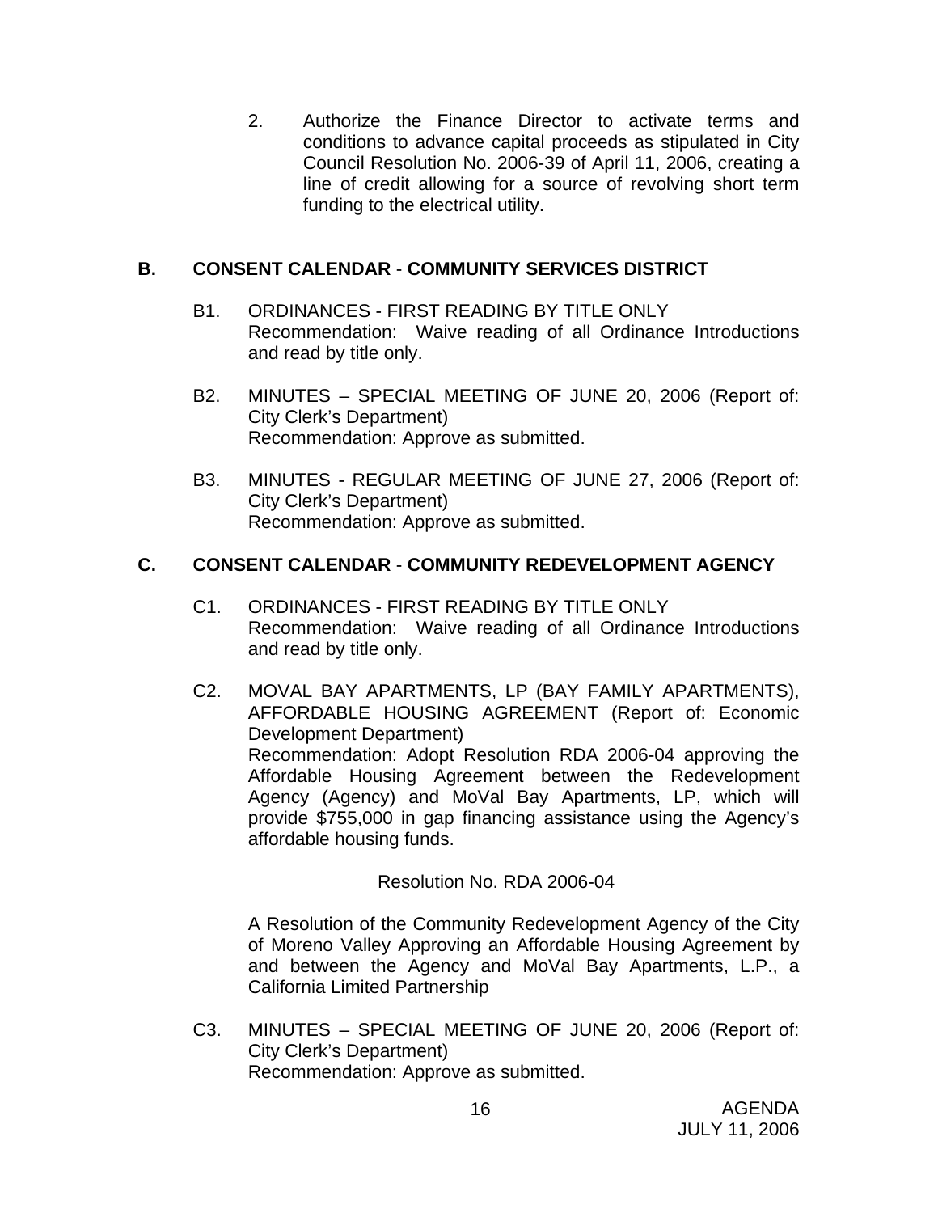2. Authorize the Finance Director to activate terms and conditions to advance capital proceeds as stipulated in City Council Resolution No. 2006-39 of April 11, 2006, creating a line of credit allowing for a source of revolving short term funding to the electrical utility.

## B. CONSENT CALENDAR - COMMUNITY SERVICES DISTRICT

B1. ORDINANCES - FIRST READING BY TITLE ONLY
Recommendation: Waive reading of all Ordinance Introductions and read by title only.

B2. MINUTES – SPECIAL MEETING OF JUNE 20, 2006 (Report of: City Clerk's Department)
Recommendation: Approve as submitted.

B3. MINUTES - REGULAR MEETING OF JUNE 27, 2006 (Report of: City Clerk's Department)
Recommendation: Approve as submitted.

## C. CONSENT CALENDAR - COMMUNITY REDEVELOPMENT AGENCY

C1. ORDINANCES - FIRST READING BY TITLE ONLY
Recommendation: Waive reading of all Ordinance Introductions and read by title only.

C2. MOVAL BAY APARTMENTS, LP (BAY FAMILY APARTMENTS), AFFORDABLE HOUSING AGREEMENT (Report of: Economic Development Department)
Recommendation: Adopt Resolution RDA 2006-04 approving the Affordable Housing Agreement between the Redevelopment Agency (Agency) and MoVal Bay Apartments, LP, which will provide $755,000 in gap financing assistance using the Agency's affordable housing funds.

Resolution No. RDA 2006-04

A Resolution of the Community Redevelopment Agency of the City of Moreno Valley Approving an Affordable Housing Agreement by and between the Agency and MoVal Bay Apartments, L.P., a California Limited Partnership

C3. MINUTES – SPECIAL MEETING OF JUNE 20, 2006 (Report of: City Clerk's Department)
Recommendation: Approve as submitted.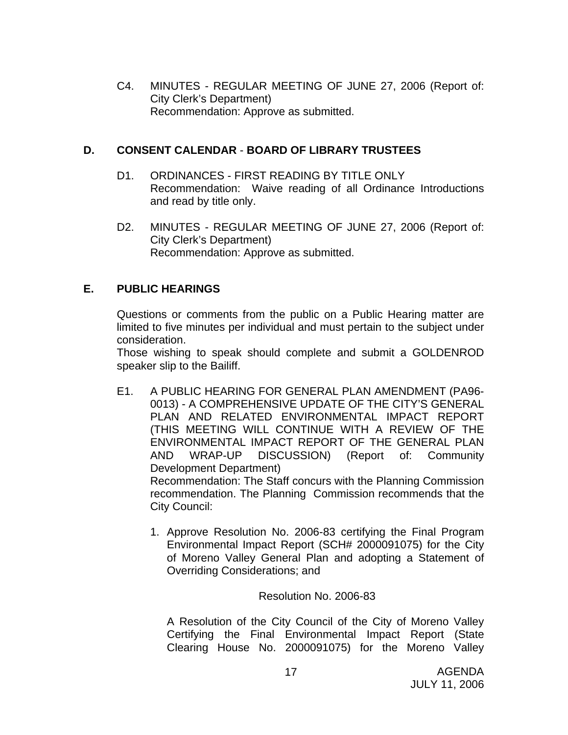C4. MINUTES - REGULAR MEETING OF JUNE 27, 2006 (Report of: City Clerk's Department)
Recommendation: Approve as submitted.

## D. CONSENT CALENDAR - BOARD OF LIBRARY TRUSTEES

D1. ORDINANCES - FIRST READING BY TITLE ONLY
Recommendation: Waive reading of all Ordinance Introductions and read by title only.

D2. MINUTES - REGULAR MEETING OF JUNE 27, 2006 (Report of: City Clerk's Department)
Recommendation: Approve as submitted.

## E. PUBLIC HEARINGS

Questions or comments from the public on a Public Hearing matter are limited to five minutes per individual and must pertain to the subject under consideration.
Those wishing to speak should complete and submit a GOLDENROD speaker slip to the Bailiff.

E1. A PUBLIC HEARING FOR GENERAL PLAN AMENDMENT (PA96-0013) - A COMPREHENSIVE UPDATE OF THE CITY'S GENERAL PLAN AND RELATED ENVIRONMENTAL IMPACT REPORT (THIS MEETING WILL CONTINUE WITH A REVIEW OF THE ENVIRONMENTAL IMPACT REPORT OF THE GENERAL PLAN AND WRAP-UP DISCUSSION) (Report of: Community Development Department)
Recommendation: The Staff concurs with the Planning Commission recommendation. The Planning Commission recommends that the City Council:

1. Approve Resolution No. 2006-83 certifying the Final Program Environmental Impact Report (SCH# 2000091075) for the City of Moreno Valley General Plan and adopting a Statement of Overriding Considerations; and

Resolution No. 2006-83

A Resolution of the City Council of the City of Moreno Valley Certifying the Final Environmental Impact Report (State Clearing House No. 2000091075) for the Moreno Valley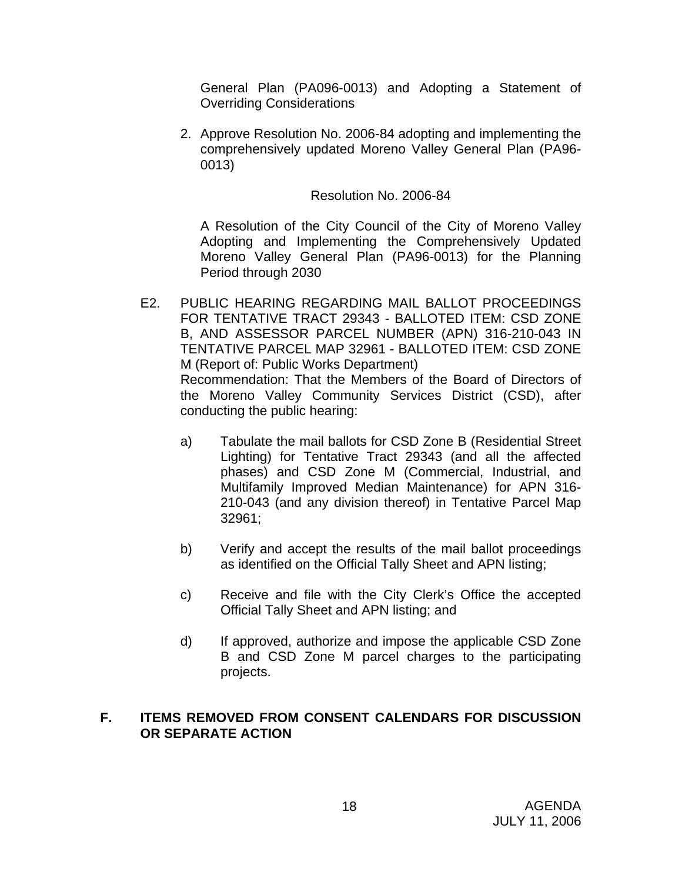General Plan (PA096-0013) and Adopting a Statement of Overriding Considerations

2. Approve Resolution No. 2006-84 adopting and implementing the comprehensively updated Moreno Valley General Plan (PA96-0013)

Resolution No. 2006-84

A Resolution of the City Council of the City of Moreno Valley Adopting and Implementing the Comprehensively Updated Moreno Valley General Plan (PA96-0013) for the Planning Period through 2030

E2. PUBLIC HEARING REGARDING MAIL BALLOT PROCEEDINGS FOR TENTATIVE TRACT 29343 - BALLOTED ITEM: CSD ZONE B, AND ASSESSOR PARCEL NUMBER (APN) 316-210-043 IN TENTATIVE PARCEL MAP 32961 - BALLOTED ITEM: CSD ZONE M (Report of: Public Works Department)
Recommendation: That the Members of the Board of Directors of the Moreno Valley Community Services District (CSD), after conducting the public hearing:

a) Tabulate the mail ballots for CSD Zone B (Residential Street Lighting) for Tentative Tract 29343 (and all the affected phases) and CSD Zone M (Commercial, Industrial, and Multifamily Improved Median Maintenance) for APN 316-210-043 (and any division thereof) in Tentative Parcel Map 32961;

b) Verify and accept the results of the mail ballot proceedings as identified on the Official Tally Sheet and APN listing;

c) Receive and file with the City Clerk's Office the accepted Official Tally Sheet and APN listing; and

d) If approved, authorize and impose the applicable CSD Zone B and CSD Zone M parcel charges to the participating projects.

## F. ITEMS REMOVED FROM CONSENT CALENDARS FOR DISCUSSION OR SEPARATE ACTION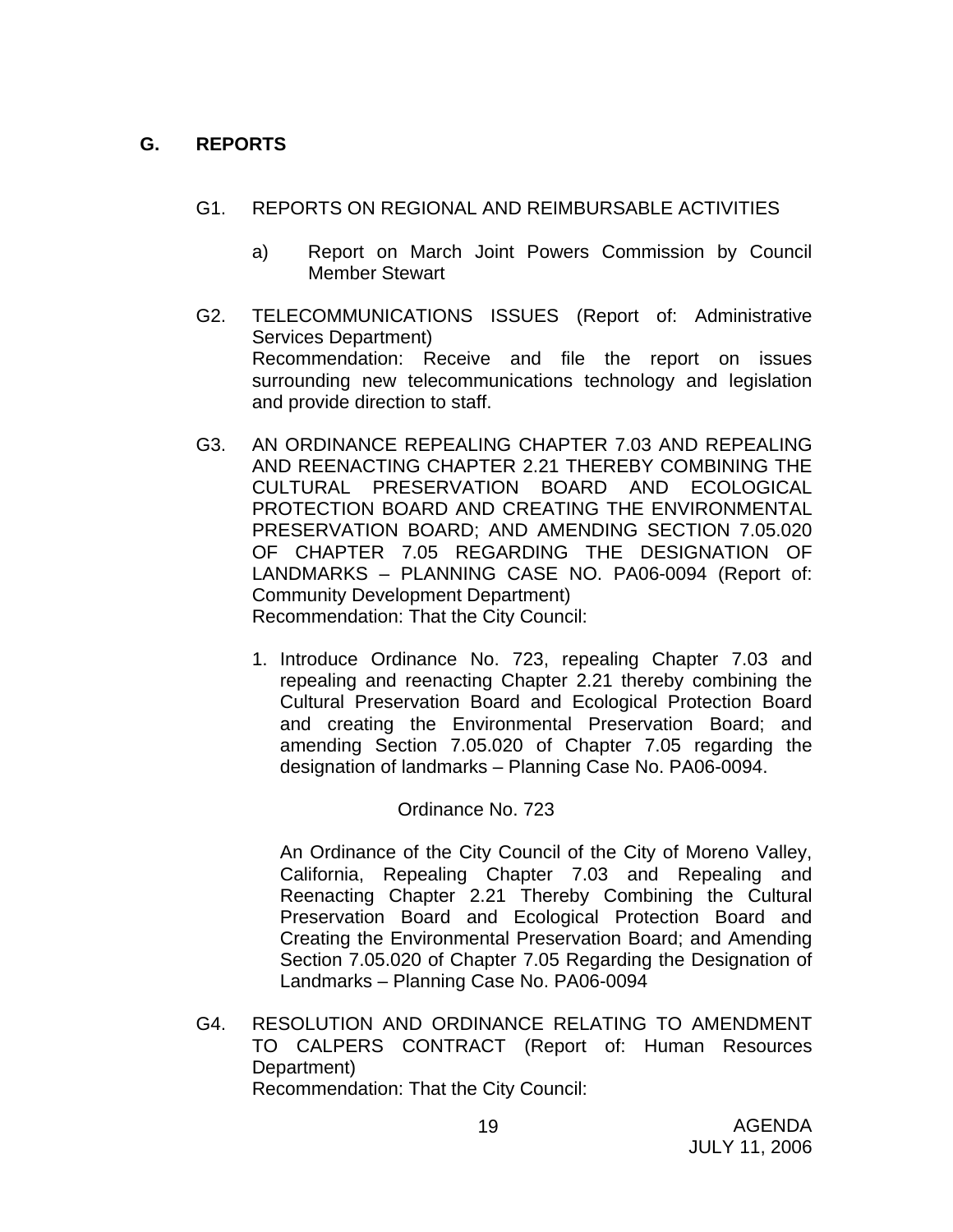## G. REPORTS

G1. REPORTS ON REGIONAL AND REIMBURSABLE ACTIVITIES

a) Report on March Joint Powers Commission by Council Member Stewart

G2. TELECOMMUNICATIONS ISSUES (Report of: Administrative Services Department)
Recommendation: Receive and file the report on issues surrounding new telecommunications technology and legislation and provide direction to staff.

G3. AN ORDINANCE REPEALING CHAPTER 7.03 AND REPEALING AND REENACTING CHAPTER 2.21 THEREBY COMBINING THE CULTURAL PRESERVATION BOARD AND ECOLOGICAL PROTECTION BOARD AND CREATING THE ENVIRONMENTAL PRESERVATION BOARD; AND AMENDING SECTION 7.05.020 OF CHAPTER 7.05 REGARDING THE DESIGNATION OF LANDMARKS – PLANNING CASE NO. PA06-0094 (Report of: Community Development Department)
Recommendation: That the City Council:

1. Introduce Ordinance No. 723, repealing Chapter 7.03 and repealing and reenacting Chapter 2.21 thereby combining the Cultural Preservation Board and Ecological Protection Board and creating the Environmental Preservation Board; and amending Section 7.05.020 of Chapter 7.05 regarding the designation of landmarks – Planning Case No. PA06-0094.

Ordinance No. 723

An Ordinance of the City Council of the City of Moreno Valley, California, Repealing Chapter 7.03 and Repealing and Reenacting Chapter 2.21 Thereby Combining the Cultural Preservation Board and Ecological Protection Board and Creating the Environmental Preservation Board; and Amending Section 7.05.020 of Chapter 7.05 Regarding the Designation of Landmarks – Planning Case No. PA06-0094

G4. RESOLUTION AND ORDINANCE RELATING TO AMENDMENT TO CALPERS CONTRACT (Report of: Human Resources Department)
Recommendation: That the City Council: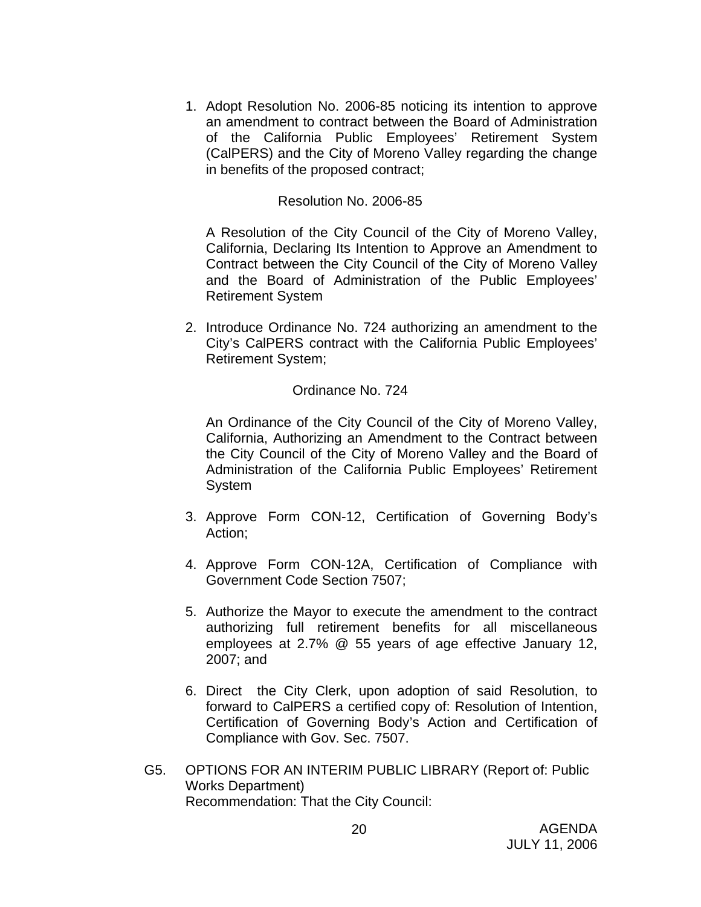1. Adopt Resolution No. 2006-85 noticing its intention to approve an amendment to contract between the Board of Administration of the California Public Employees' Retirement System (CalPERS) and the City of Moreno Valley regarding the change in benefits of the proposed contract;

   Resolution No. 2006-85

   A Resolution of the City Council of the City of Moreno Valley, California, Declaring Its Intention to Approve an Amendment to Contract between the City Council of the City of Moreno Valley and the Board of Administration of the Public Employees' Retirement System

2. Introduce Ordinance No. 724 authorizing an amendment to the City's CalPERS contract with the California Public Employees' Retirement System;

   Ordinance No. 724

   An Ordinance of the City Council of the City of Moreno Valley, California, Authorizing an Amendment to the Contract between the City Council of the City of Moreno Valley and the Board of Administration of the California Public Employees' Retirement System

3. Approve Form CON-12, Certification of Governing Body's Action;

4. Approve Form CON-12A, Certification of Compliance with Government Code Section 7507;

5. Authorize the Mayor to execute the amendment to the contract authorizing full retirement benefits for all miscellaneous employees at 2.7% @ 55 years of age effective January 12, 2007; and

6. Direct the City Clerk, upon adoption of said Resolution, to forward to CalPERS a certified copy of: Resolution of Intention, Certification of Governing Body's Action and Certification of Compliance with Gov. Sec. 7507.

G5. OPTIONS FOR AN INTERIM PUBLIC LIBRARY (Report of: Public Works Department)
Recommendation: That the City Council: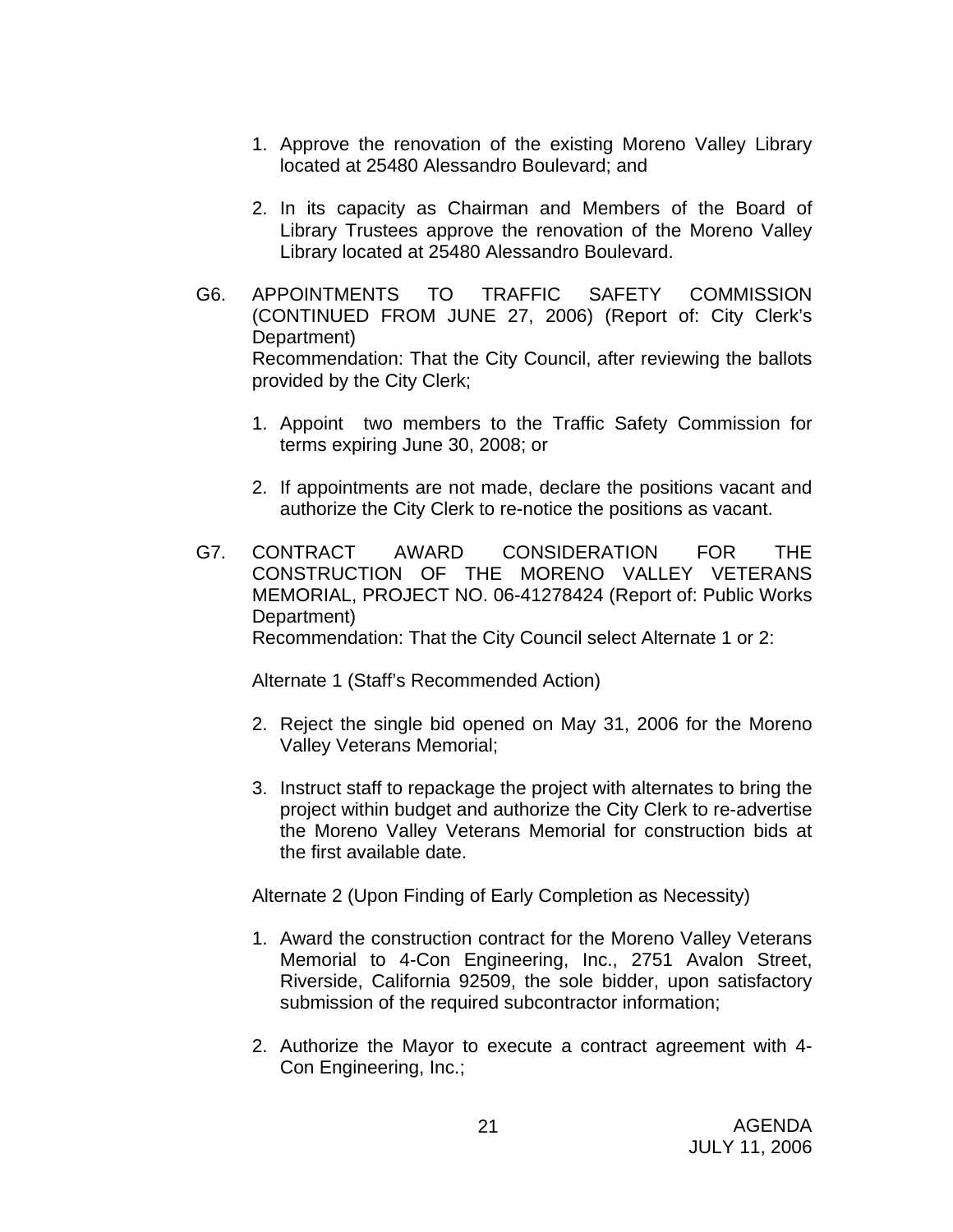1. Approve the renovation of the existing Moreno Valley Library located at 25480 Alessandro Boulevard; and

2. In its capacity as Chairman and Members of the Board of Library Trustees approve the renovation of the Moreno Valley Library located at 25480 Alessandro Boulevard.

G6. APPOINTMENTS TO TRAFFIC SAFETY COMMISSION (CONTINUED FROM JUNE 27, 2006) (Report of: City Clerk's Department)
Recommendation: That the City Council, after reviewing the ballots provided by the City Clerk;

1. Appoint two members to the Traffic Safety Commission for terms expiring June 30, 2008; or

2. If appointments are not made, declare the positions vacant and authorize the City Clerk to re-notice the positions as vacant.

G7. CONTRACT AWARD CONSIDERATION FOR THE CONSTRUCTION OF THE MORENO VALLEY VETERANS MEMORIAL, PROJECT NO. 06-41278424 (Report of: Public Works Department)
Recommendation: That the City Council select Alternate 1 or 2:

Alternate 1 (Staff's Recommended Action)

2. Reject the single bid opened on May 31, 2006 for the Moreno Valley Veterans Memorial;

3. Instruct staff to repackage the project with alternates to bring the project within budget and authorize the City Clerk to re-advertise the Moreno Valley Veterans Memorial for construction bids at the first available date.

Alternate 2 (Upon Finding of Early Completion as Necessity)

1. Award the construction contract for the Moreno Valley Veterans Memorial to 4-Con Engineering, Inc., 2751 Avalon Street, Riverside, California 92509, the sole bidder, upon satisfactory submission of the required subcontractor information;

2. Authorize the Mayor to execute a contract agreement with 4-Con Engineering, Inc.;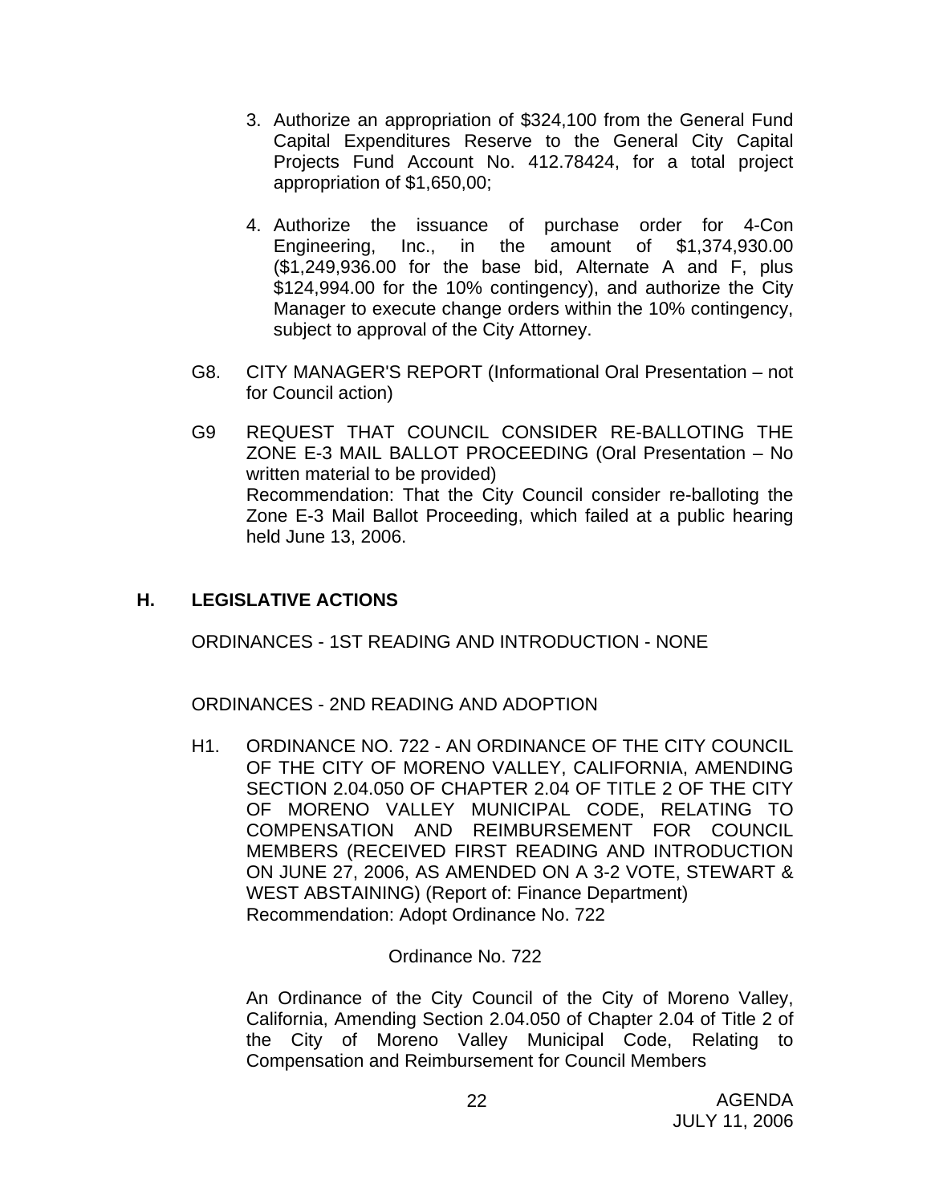3. Authorize an appropriation of $324,100 from the General Fund Capital Expenditures Reserve to the General City Capital Projects Fund Account No. 412.78424, for a total project appropriation of $1,650,00;

4. Authorize the issuance of purchase order for 4-Con Engineering, Inc., in the amount of $1,374,930.00 ($1,249,936.00 for the base bid, Alternate A and F, plus $124,994.00 for the 10% contingency), and authorize the City Manager to execute change orders within the 10% contingency, subject to approval of the City Attorney.

G8. CITY MANAGER'S REPORT (Informational Oral Presentation – not for Council action)

G9 REQUEST THAT COUNCIL CONSIDER RE-BALLOTING THE ZONE E-3 MAIL BALLOT PROCEEDING (Oral Presentation – No written material to be provided)
Recommendation: That the City Council consider re-balloting the Zone E-3 Mail Ballot Proceeding, which failed at a public hearing held June 13, 2006.

## H. LEGISLATIVE ACTIONS

ORDINANCES - 1ST READING AND INTRODUCTION - NONE

ORDINANCES - 2ND READING AND ADOPTION

H1. ORDINANCE NO. 722 - AN ORDINANCE OF THE CITY COUNCIL OF THE CITY OF MORENO VALLEY, CALIFORNIA, AMENDING SECTION 2.04.050 OF CHAPTER 2.04 OF TITLE 2 OF THE CITY OF MORENO VALLEY MUNICIPAL CODE, RELATING TO COMPENSATION AND REIMBURSEMENT FOR COUNCIL MEMBERS (RECEIVED FIRST READING AND INTRODUCTION ON JUNE 27, 2006, AS AMENDED ON A 3-2 VOTE, STEWART & WEST ABSTAINING) (Report of: Finance Department)
Recommendation: Adopt Ordinance No. 722

Ordinance No. 722

An Ordinance of the City Council of the City of Moreno Valley, California, Amending Section 2.04.050 of Chapter 2.04 of Title 2 of the City of Moreno Valley Municipal Code, Relating to Compensation and Reimbursement for Council Members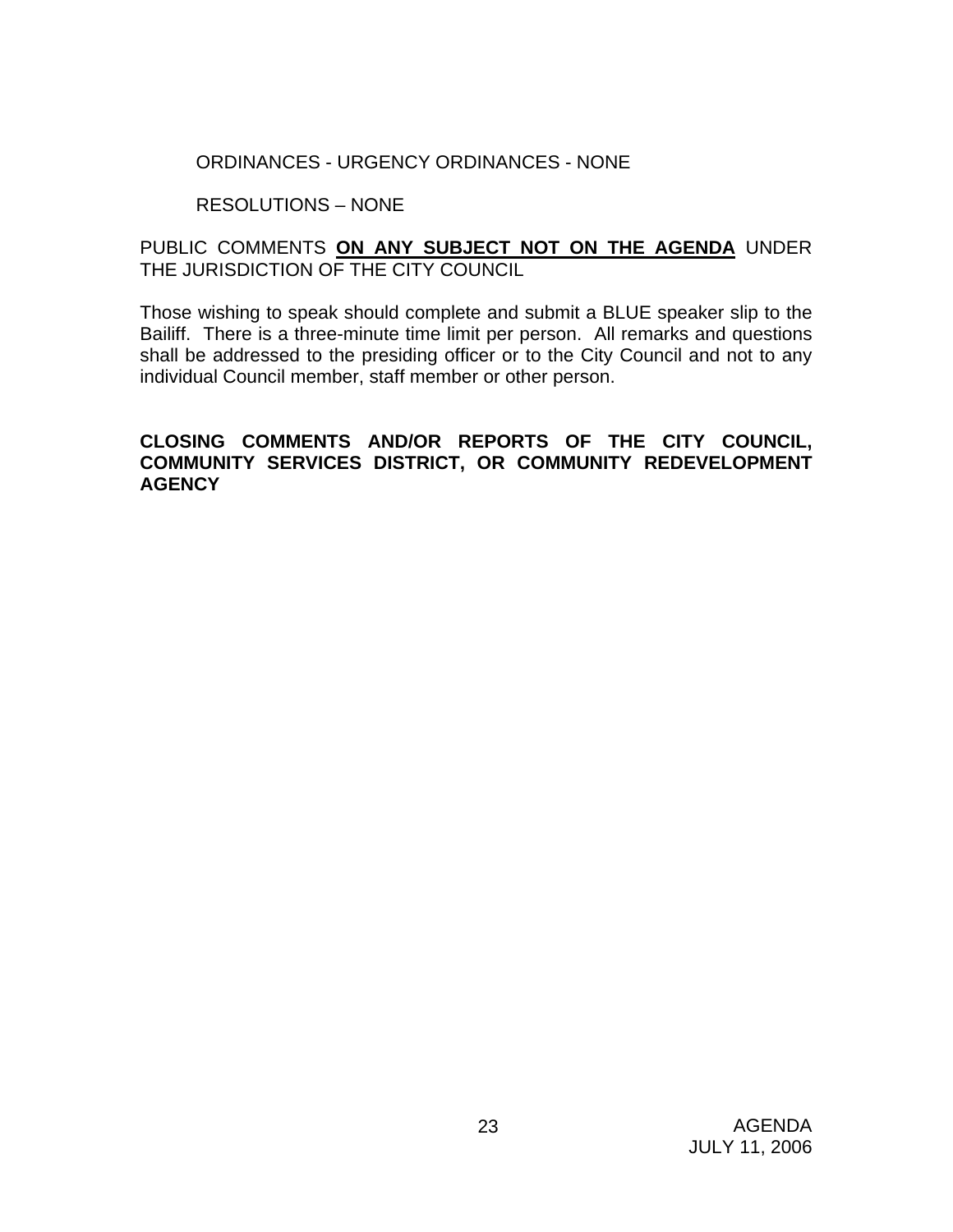ORDINANCES - URGENCY ORDINANCES - NONE

RESOLUTIONS – NONE

PUBLIC COMMENTS **<u>ON ANY SUBJECT NOT ON THE AGENDA</u>** UNDER THE JURISDICTION OF THE CITY COUNCIL

Those wishing to speak should complete and submit a BLUE speaker slip to the Bailiff. There is a three-minute time limit per person. All remarks and questions shall be addressed to the presiding officer or to the City Council and not to any individual Council member, staff member or other person.

**CLOSING COMMENTS AND/OR REPORTS OF THE CITY COUNCIL, COMMUNITY SERVICES DISTRICT, OR COMMUNITY REDEVELOPMENT AGENCY**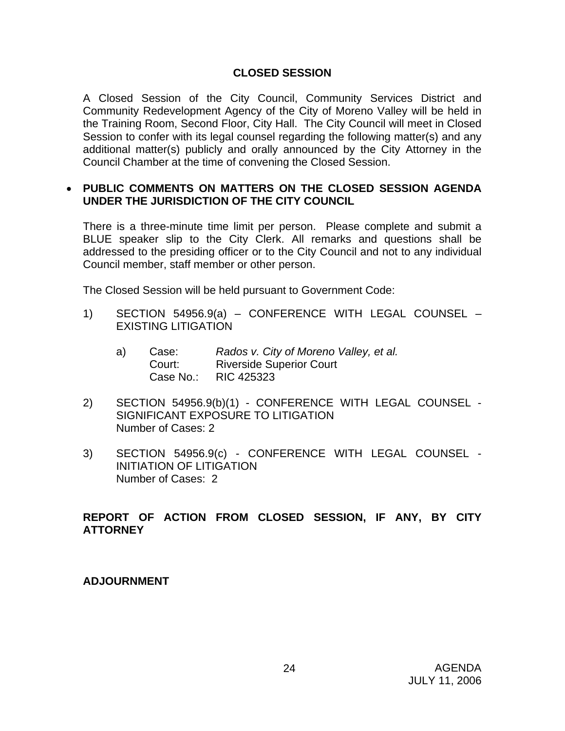## CLOSED SESSION

A Closed Session of the City Council, Community Services District and Community Redevelopment Agency of the City of Moreno Valley will be held in the Training Room, Second Floor, City Hall. The City Council will meet in Closed Session to confer with its legal counsel regarding the following matter(s) and any additional matter(s) publicly and orally announced by the City Attorney in the Council Chamber at the time of convening the Closed Session.

- **PUBLIC COMMENTS ON MATTERS ON THE CLOSED SESSION AGENDA UNDER THE JURISDICTION OF THE CITY COUNCIL**

There is a three-minute time limit per person. Please complete and submit a BLUE speaker slip to the City Clerk. All remarks and questions shall be addressed to the presiding officer or to the City Council and not to any individual Council member, staff member or other person.

The Closed Session will be held pursuant to Government Code:

1) SECTION 54956.9(a) – CONFERENCE WITH LEGAL COUNSEL – EXISTING LITIGATION

   a) Case: *Rados v. City of Moreno Valley, et al.*
      Court: Riverside Superior Court
      Case No.: RIC 425323

2) SECTION 54956.9(b)(1) - CONFERENCE WITH LEGAL COUNSEL - SIGNIFICANT EXPOSURE TO LITIGATION
   Number of Cases: 2

3) SECTION 54956.9(c) - CONFERENCE WITH LEGAL COUNSEL - INITIATION OF LITIGATION
   Number of Cases: 2

**REPORT OF ACTION FROM CLOSED SESSION, IF ANY, BY CITY ATTORNEY**

**ADJOURNMENT**